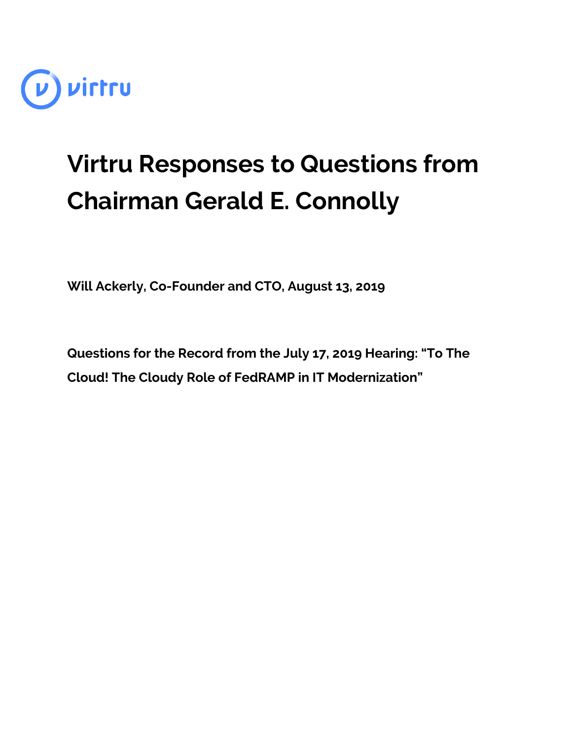virtru

# Virtru Responses to Questions from Chairman Gerald E. Connolly

**Will Ackerly, Co-Founder and CTO, August 13, 2019**

**Questions for the Record from the July 17, 2019 Hearing: "To The Cloud! The Cloudy Role of FedRAMP in IT Modernization"**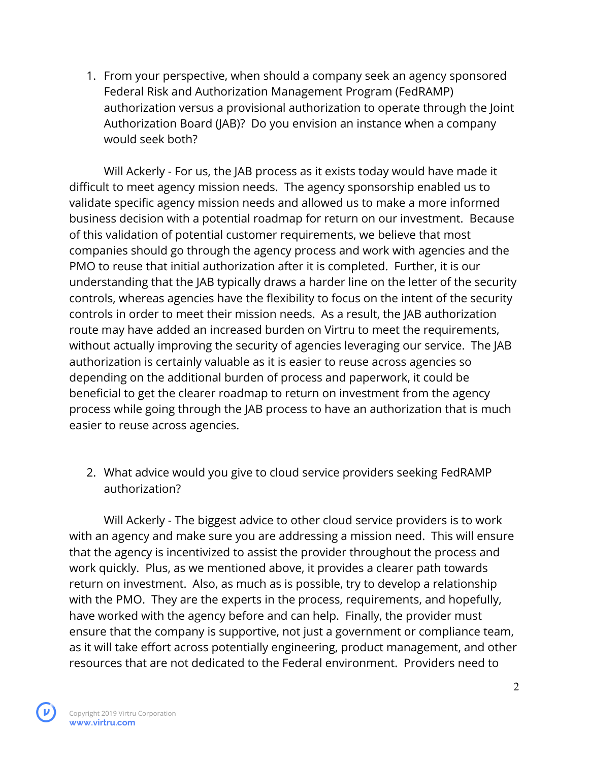1. From your perspective, when should a company seek an agency sponsored Federal Risk and Authorization Management Program (FedRAMP) authorization versus a provisional authorization to operate through the Joint Authorization Board (JAB)? Do you envision an instance when a company would seek both?

Will Ackerly - For us, the JAB process as it exists today would have made it difficult to meet agency mission needs. The agency sponsorship enabled us to validate specific agency mission needs and allowed us to make a more informed business decision with a potential roadmap for return on our investment. Because of this validation of potential customer requirements, we believe that most companies should go through the agency process and work with agencies and the PMO to reuse that initial authorization after it is completed. Further, it is our understanding that the JAB typically draws a harder line on the letter of the security controls, whereas agencies have the flexibility to focus on the intent of the security controls in order to meet their mission needs. As a result, the JAB authorization route may have added an increased burden on Virtru to meet the requirements, without actually improving the security of agencies leveraging our service. The JAB authorization is certainly valuable as it is easier to reuse across agencies so depending on the additional burden of process and paperwork, it could be beneficial to get the clearer roadmap to return on investment from the agency process while going through the JAB process to have an authorization that is much easier to reuse across agencies.

2. What advice would you give to cloud service providers seeking FedRAMP authorization?

Will Ackerly - The biggest advice to other cloud service providers is to work with an agency and make sure you are addressing a mission need. This will ensure that the agency is incentivized to assist the provider throughout the process and work quickly. Plus, as we mentioned above, it provides a clearer path towards return on investment. Also, as much as is possible, try to develop a relationship with the PMO. They are the experts in the process, requirements, and hopefully, have worked with the agency before and can help. Finally, the provider must ensure that the company is supportive, not just a government or compliance team, as it will take effort across potentially engineering, product management, and other resources that are not dedicated to the Federal environment. Providers need to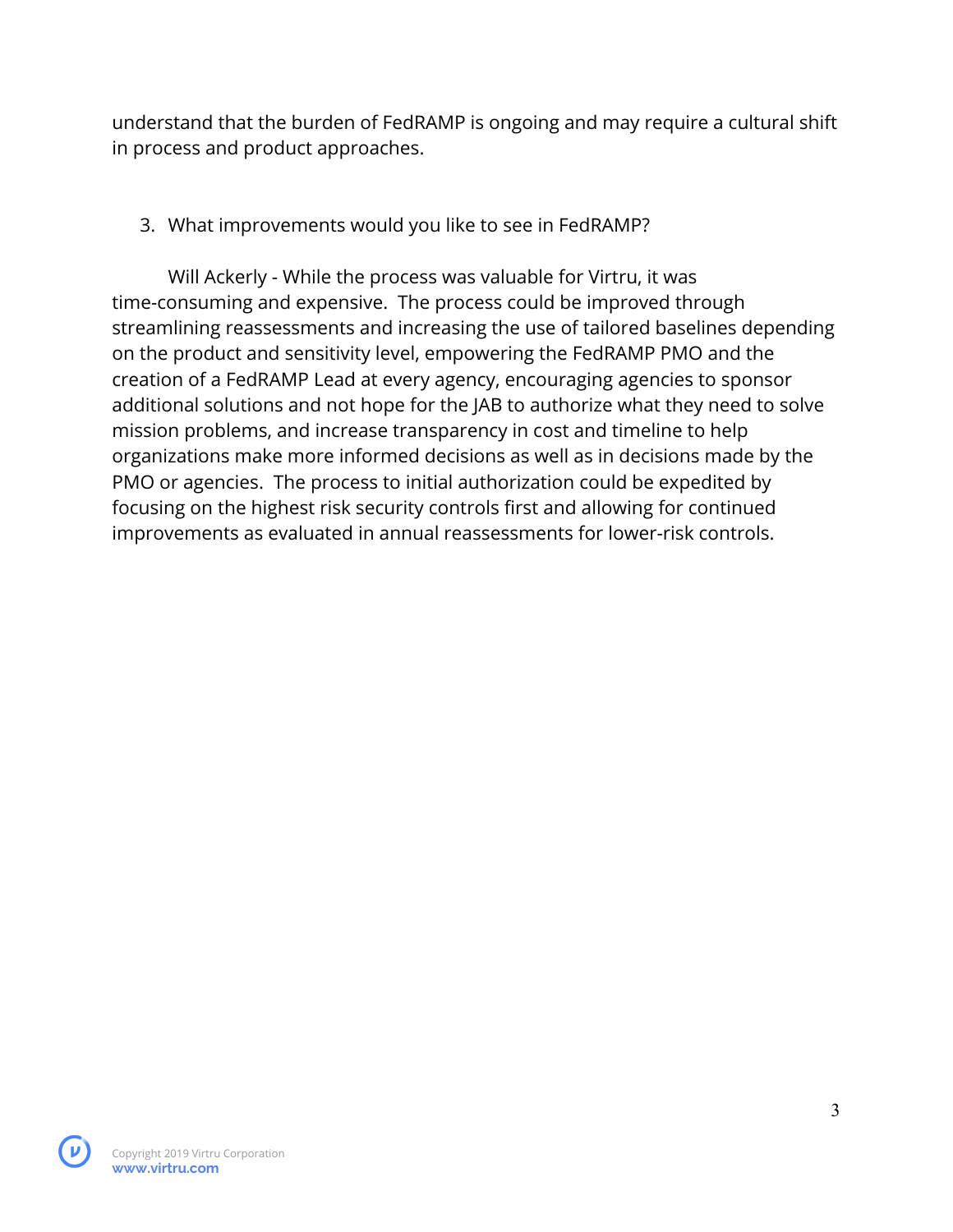understand that the burden of FedRAMP is ongoing and may require a cultural shift in process and product approaches.

3. What improvements would you like to see in FedRAMP?

Will Ackerly - While the process was valuable for Virtru, it was time-consuming and expensive. The process could be improved through streamlining reassessments and increasing the use of tailored baselines depending on the product and sensitivity level, empowering the FedRAMP PMO and the creation of a FedRAMP Lead at every agency, encouraging agencies to sponsor additional solutions and not hope for the JAB to authorize what they need to solve mission problems, and increase transparency in cost and timeline to help organizations make more informed decisions as well as in decisions made by the PMO or agencies. The process to initial authorization could be expedited by focusing on the highest risk security controls first and allowing for continued improvements as evaluated in annual reassessments for lower-risk controls.